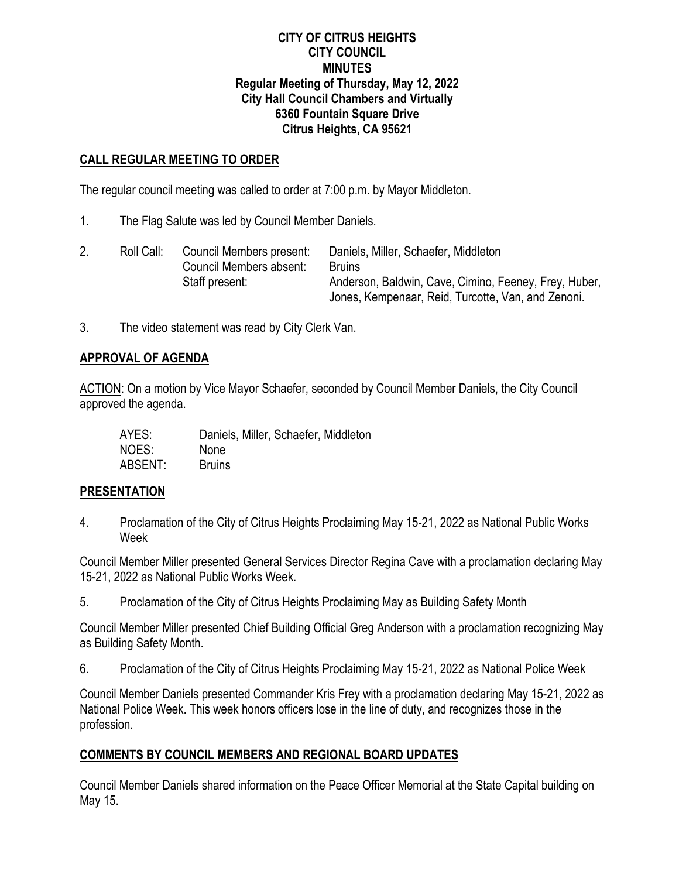**CITY OF CITRUS HEIGHTS**
**CITY COUNCIL**
**MINUTES**
**Regular Meeting of Thursday, May 12, 2022**
**City Hall Council Chambers and Virtually**
**6360 Fountain Square Drive**
**Citrus Heights, CA 95621**

## CALL REGULAR MEETING TO ORDER

The regular council meeting was called to order at 7:00 p.m. by Mayor Middleton.

1. The Flag Salute was led by Council Member Daniels.

2. Roll Call:

| | |
|---|---|
| Council Members present: | Daniels, Miller, Schaefer, Middleton |
| Council Members absent: | Bruins |
| Staff present: | Anderson, Baldwin, Cave, Cimino, Feeney, Frey, Huber, Jones, Kempenaar, Reid, Turcotte, Van, and Zenoni. |

3. The video statement was read by City Clerk Van.

## APPROVAL OF AGENDA

ACTION: On a motion by Vice Mayor Schaefer, seconded by Council Member Daniels, the City Council approved the agenda.

| | |
|---|---|
| AYES: | Daniels, Miller, Schaefer, Middleton |
| NOES: | None |
| ABSENT: | Bruins |

## PRESENTATION

4. Proclamation of the City of Citrus Heights Proclaiming May 15-21, 2022 as National Public Works Week

Council Member Miller presented General Services Director Regina Cave with a proclamation declaring May 15-21, 2022 as National Public Works Week.

5. Proclamation of the City of Citrus Heights Proclaiming May as Building Safety Month

Council Member Miller presented Chief Building Official Greg Anderson with a proclamation recognizing May as Building Safety Month.

6. Proclamation of the City of Citrus Heights Proclaiming May 15-21, 2022 as National Police Week

Council Member Daniels presented Commander Kris Frey with a proclamation declaring May 15-21, 2022 as National Police Week. This week honors officers lose in the line of duty, and recognizes those in the profession.

## COMMENTS BY COUNCIL MEMBERS AND REGIONAL BOARD UPDATES

Council Member Daniels shared information on the Peace Officer Memorial at the State Capital building on May 15.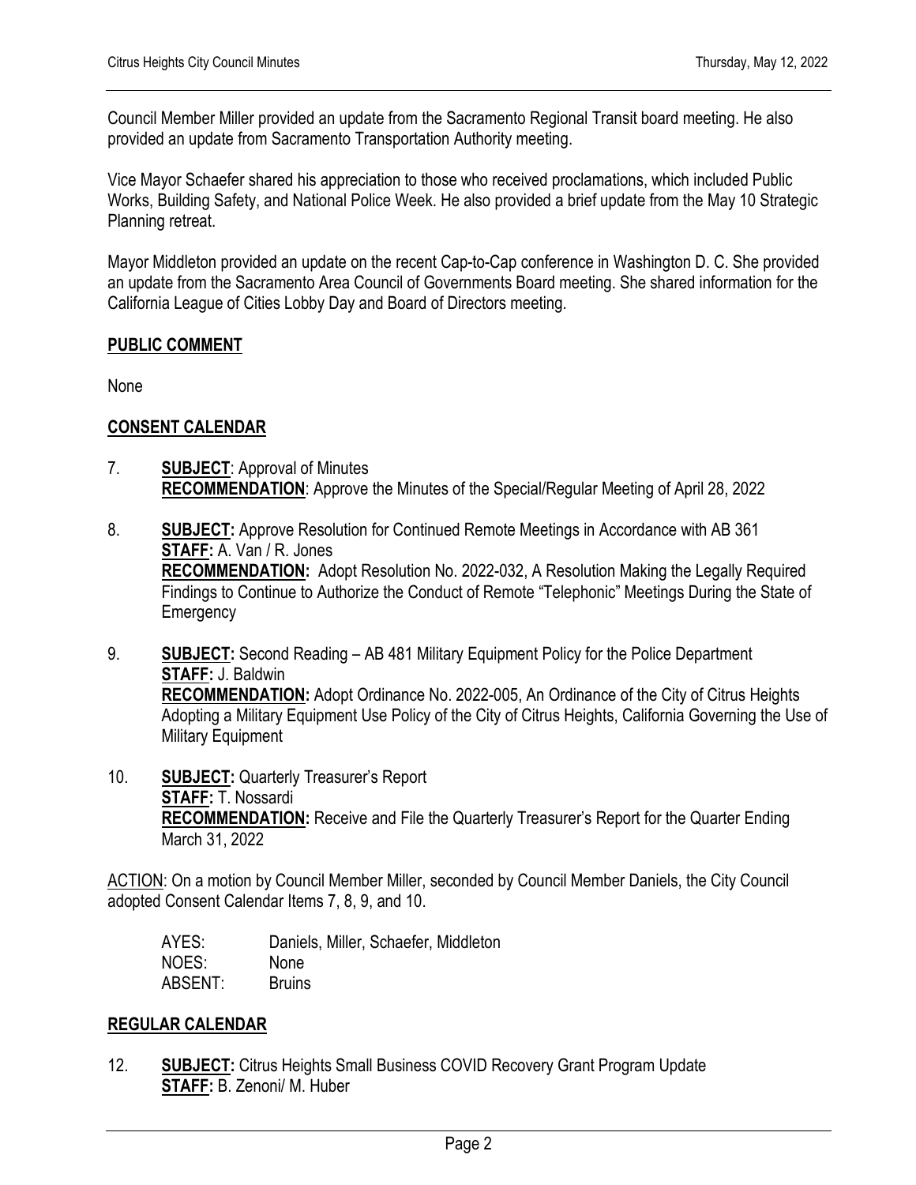Council Member Miller provided an update from the Sacramento Regional Transit board meeting. He also provided an update from Sacramento Transportation Authority meeting.

Vice Mayor Schaefer shared his appreciation to those who received proclamations, which included Public Works, Building Safety, and National Police Week. He also provided a brief update from the May 10 Strategic Planning retreat.

Mayor Middleton provided an update on the recent Cap-to-Cap conference in Washington D. C. She provided an update from the Sacramento Area Council of Governments Board meeting. She shared information for the California League of Cities Lobby Day and Board of Directors meeting.

**PUBLIC COMMENT**

None

**CONSENT CALENDAR**

7. **SUBJECT**: Approval of Minutes
   **RECOMMENDATION**: Approve the Minutes of the Special/Regular Meeting of April 28, 2022

8. **SUBJECT:** Approve Resolution for Continued Remote Meetings in Accordance with AB 361
   **STAFF:** A. Van / R. Jones
   **RECOMMENDATION:** Adopt Resolution No. 2022-032, A Resolution Making the Legally Required Findings to Continue to Authorize the Conduct of Remote "Telephonic" Meetings During the State of Emergency

9. **SUBJECT:** Second Reading – AB 481 Military Equipment Policy for the Police Department
   **STAFF:** J. Baldwin
   **RECOMMENDATION:** Adopt Ordinance No. 2022-005, An Ordinance of the City of Citrus Heights Adopting a Military Equipment Use Policy of the City of Citrus Heights, California Governing the Use of Military Equipment

10. **SUBJECT:** Quarterly Treasurer's Report
    **STAFF:** T. Nossardi
    **RECOMMENDATION:** Receive and File the Quarterly Treasurer's Report for the Quarter Ending March 31, 2022

ACTION: On a motion by Council Member Miller, seconded by Council Member Daniels, the City Council adopted Consent Calendar Items 7, 8, 9, and 10.

AYES: Daniels, Miller, Schaefer, Middleton
NOES: None
ABSENT: Bruins

**REGULAR CALENDAR**

12. **SUBJECT:** Citrus Heights Small Business COVID Recovery Grant Program Update
    **STAFF:** B. Zenoni/ M. Huber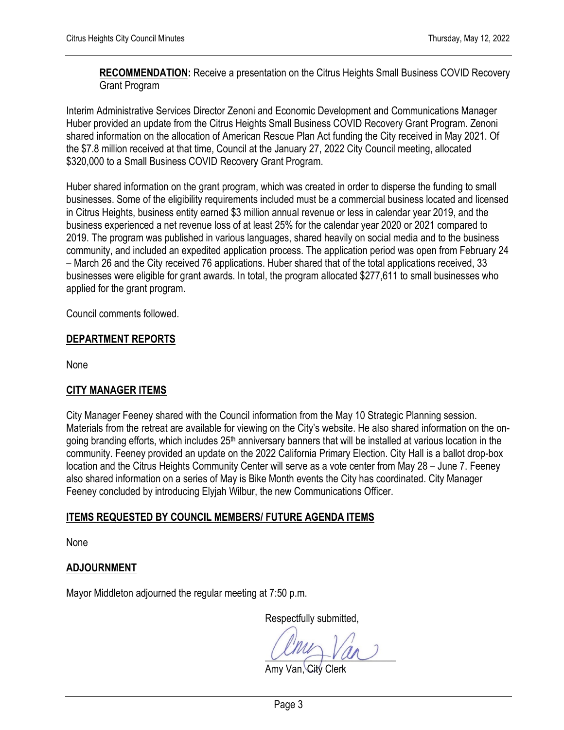**RECOMMENDATION:** Receive a presentation on the Citrus Heights Small Business COVID Recovery Grant Program

Interim Administrative Services Director Zenoni and Economic Development and Communications Manager Huber provided an update from the Citrus Heights Small Business COVID Recovery Grant Program. Zenoni shared information on the allocation of American Rescue Plan Act funding the City received in May 2021. Of the $7.8 million received at that time, Council at the January 27, 2022 City Council meeting, allocated $320,000 to a Small Business COVID Recovery Grant Program.

Huber shared information on the grant program, which was created in order to disperse the funding to small businesses. Some of the eligibility requirements included must be a commercial business located and licensed in Citrus Heights, business entity earned $3 million annual revenue or less in calendar year 2019, and the business experienced a net revenue loss of at least 25% for the calendar year 2020 or 2021 compared to 2019. The program was published in various languages, shared heavily on social media and to the business community, and included an expedited application process. The application period was open from February 24 – March 26 and the City received 76 applications. Huber shared that of the total applications received, 33 businesses were eligible for grant awards. In total, the program allocated $277,611 to small businesses who applied for the grant program.

Council comments followed.

## DEPARTMENT REPORTS

None

## CITY MANAGER ITEMS

City Manager Feeney shared with the Council information from the May 10 Strategic Planning session. Materials from the retreat are available for viewing on the City's website. He also shared information on the on-going branding efforts, which includes 25th anniversary banners that will be installed at various location in the community. Feeney provided an update on the 2022 California Primary Election. City Hall is a ballot drop-box location and the Citrus Heights Community Center will serve as a vote center from May 28 – June 7. Feeney also shared information on a series of May is Bike Month events the City has coordinated. City Manager Feeney concluded by introducing Elyjah Wilbur, the new Communications Officer.

## ITEMS REQUESTED BY COUNCIL MEMBERS/ FUTURE AGENDA ITEMS

None

## ADJOURNMENT

Mayor Middleton adjourned the regular meeting at 7:50 p.m.

Respectfully submitted,

Amy Van, City Clerk